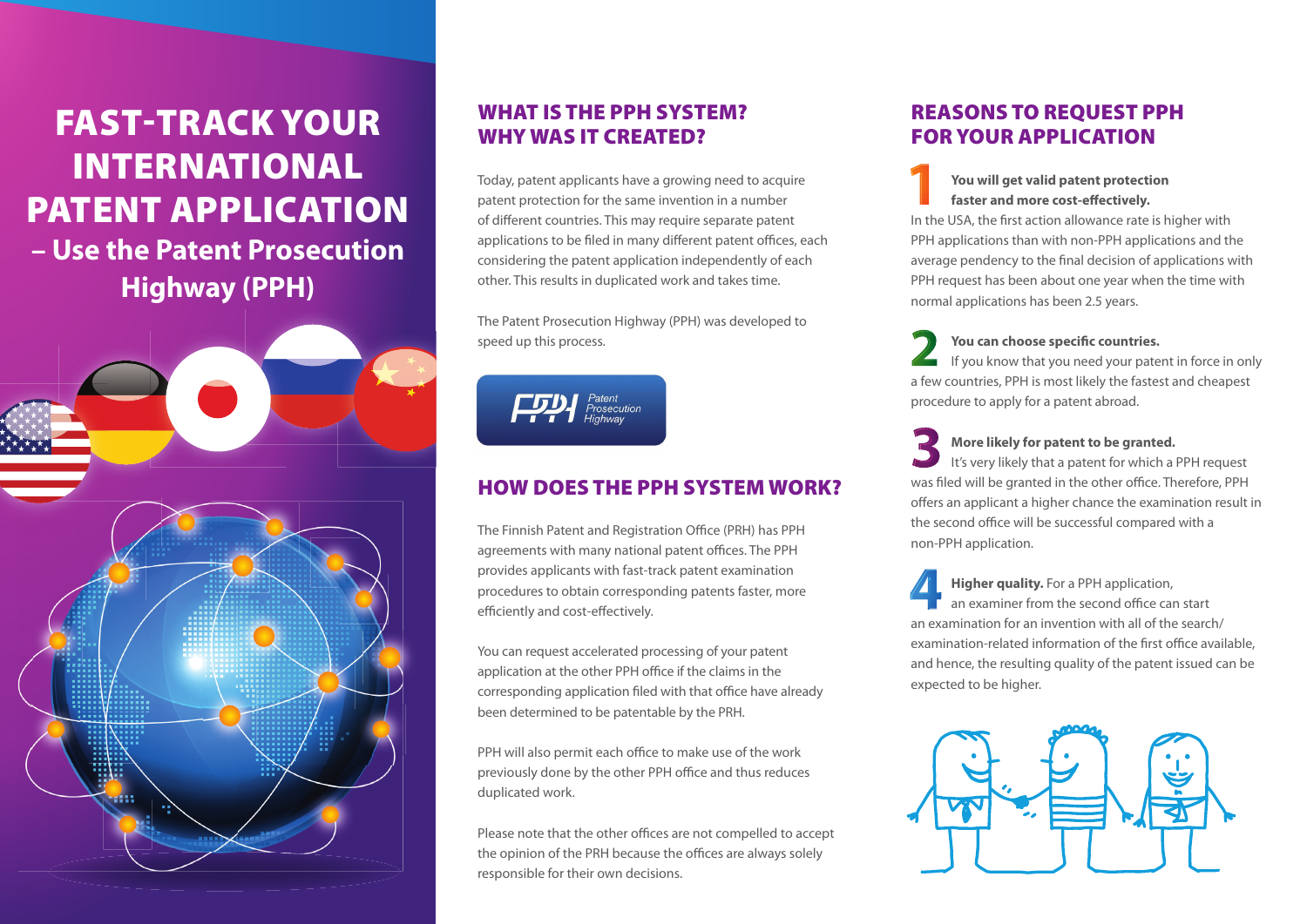# FAST-TRACK YOUR INTERNATIONAL PATENT APPLICATION

## – Use the Patent Prosecution Highway (PPH)

## WHAT IS THE PPH SYSTEM? WHY WAS IT CREATED?

Today, patent applicants have a growing need to acquire patent protection for the same invention in a number of different countries. This may require separate patent applications to be filed in many different patent offices, each considering the patent application independently of each other. This results in duplicated work and takes time.

The Patent Prosecution Highway (PPH) was developed to speed up this process.

## HOW DOES THE PPH SYSTEM WORK?

The Finnish Patent and Registration Office (PRH) has PPH agreements with many national patent offices. The PPH provides applicants with fast-track patent examination procedures to obtain corresponding patents faster, more efficiently and cost-effectively.

You can request accelerated processing of your patent application at the other PPH office if the claims in the corresponding application filed with that office have already been determined to be patentable by the PRH.

PPH will also permit each office to make use of the work previously done by the other PPH office and thus reduces duplicated work.

Please note that the other offices are not compelled to accept the opinion of the PRH because the offices are always solely responsible for their own decisions.

## REASONS TO REQUEST PPH FOR YOUR APPLICATION

**1 You will get valid patent protection faster and more cost-effectively.**
In the USA, the first action allowance rate is higher with PPH applications than with non-PPH applications and the average pendency to the final decision of applications with PPH request has been about one year when the time with normal applications has been 2.5 years.

**2 You can choose specific countries.**
If you know that you need your patent in force in only a few countries, PPH is most likely the fastest and cheapest procedure to apply for a patent abroad.

**3 More likely for patent to be granted.**
It's very likely that a patent for which a PPH request was filed will be granted in the other office. Therefore, PPH offers an applicant a higher chance the examination result in the second office will be successful compared with a non-PPH application.

**4 Higher quality.** For a PPH application, an examiner from the second office can start an examination for an invention with all of the search/examination-related information of the first office available, and hence, the resulting quality of the patent issued can be expected to be higher.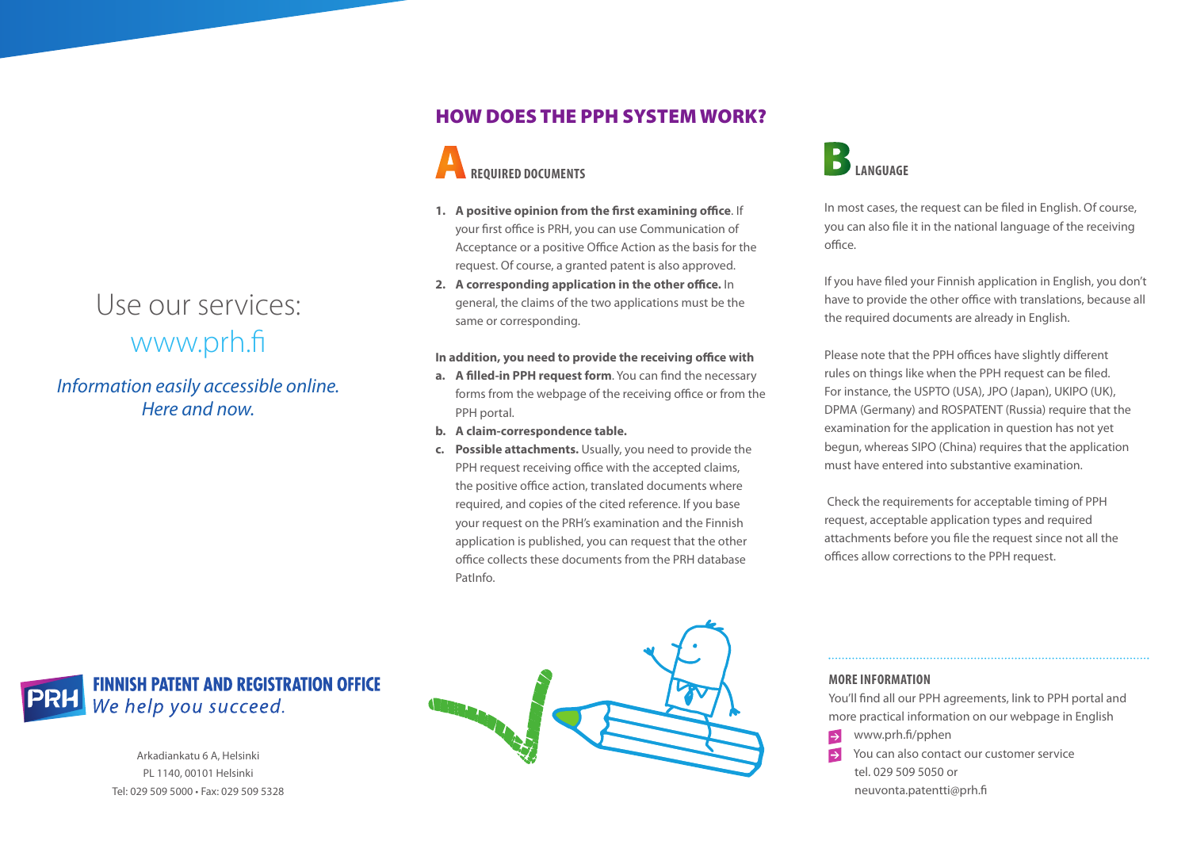Use our services:
www.prh.fi

*Information easily accessible online. Here and now.*

**FINNISH PATENT AND REGISTRATION OFFICE**
*We help you succeed.*

Arkadiankatu 6 A, Helsinki
PL 1140, 00101 Helsinki
Tel: 029 509 5000 • Fax: 029 509 5328

## HOW DOES THE PPH SYSTEM WORK?

### A REQUIRED DOCUMENTS

1. **A positive opinion from the first examining office**. If your first office is PRH, you can use Communication of Acceptance or a positive Office Action as the basis for the request. Of course, a granted patent is also approved.
2. **A corresponding application in the other office.** In general, the claims of the two applications must be the same or corresponding.

**In addition, you need to provide the receiving office with**

a. **A filled-in PPH request form**. You can find the necessary forms from the webpage of the receiving office or from the PPH portal.
b. **A claim-correspondence table.**
c. **Possible attachments.** Usually, you need to provide the PPH request receiving office with the accepted claims, the positive office action, translated documents where required, and copies of the cited reference. If you base your request on the PRH's examination and the Finnish application is published, you can request that the other office collects these documents from the PRH database PatInfo.

### B LANGUAGE

In most cases, the request can be filed in English. Of course, you can also file it in the national language of the receiving office.

If you have filed your Finnish application in English, you don't have to provide the other office with translations, because all the required documents are already in English.

Please note that the PPH offices have slightly different rules on things like when the PPH request can be filed. For instance, the USPTO (USA), JPO (Japan), UKIPO (UK), DPMA (Germany) and ROSPATENT (Russia) require that the examination for the application in question has not yet begun, whereas SIPO (China) requires that the application must have entered into substantive examination.

Check the requirements for acceptable timing of PPH request, acceptable application types and required attachments before you file the request since not all the offices allow corrections to the PPH request.

### MORE INFORMATION

You'll find all our PPH agreements, link to PPH portal and more practical information on our webpage in English

- www.prh.fi/pphen
- You can also contact our customer service tel. 029 509 5050 or neuvonta.patentti@prh.fi